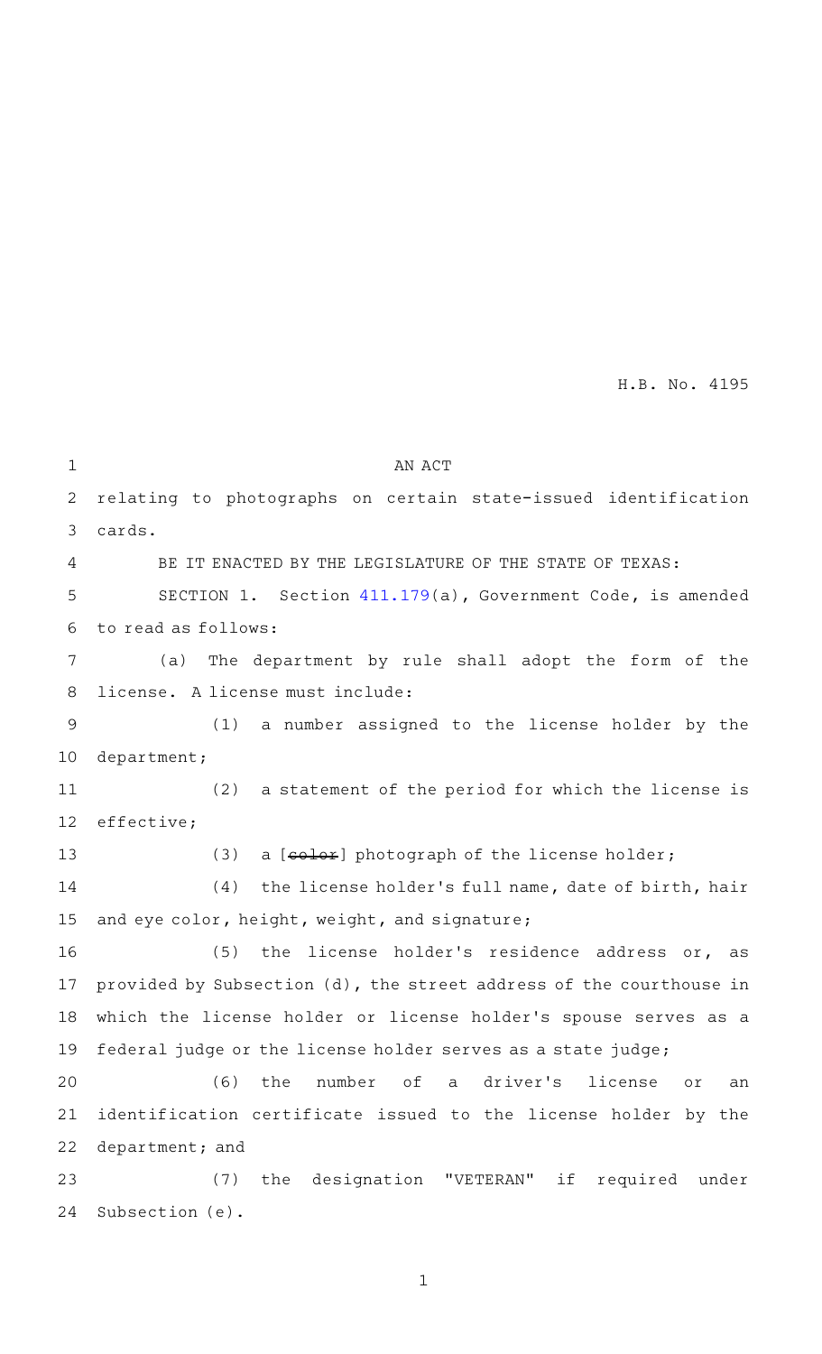H.B. No. 4195

AN ACT

relating to photographs on certain state-issued identification cards.

BE IT ENACTED BY THE LEGISLATURE OF THE STATE OF TEXAS:

SECTION 1. Section 411.179(a), Government Code, is amended to read as follows:

(a) The department by rule shall adopt the form of the license. A license must include:

(1) a number assigned to the license holder by the department;

(2) a statement of the period for which the license is effective;

(3) a [~~color~~] photograph of the license holder;

(4) the license holder's full name, date of birth, hair and eye color, height, weight, and signature;

(5) the license holder's residence address or, as provided by Subsection (d), the street address of the courthouse in which the license holder or license holder's spouse serves as a federal judge or the license holder serves as a state judge;

(6) the number of a driver's license or an identification certificate issued to the license holder by the department; and

(7) the designation "VETERAN" if required under Subsection (e).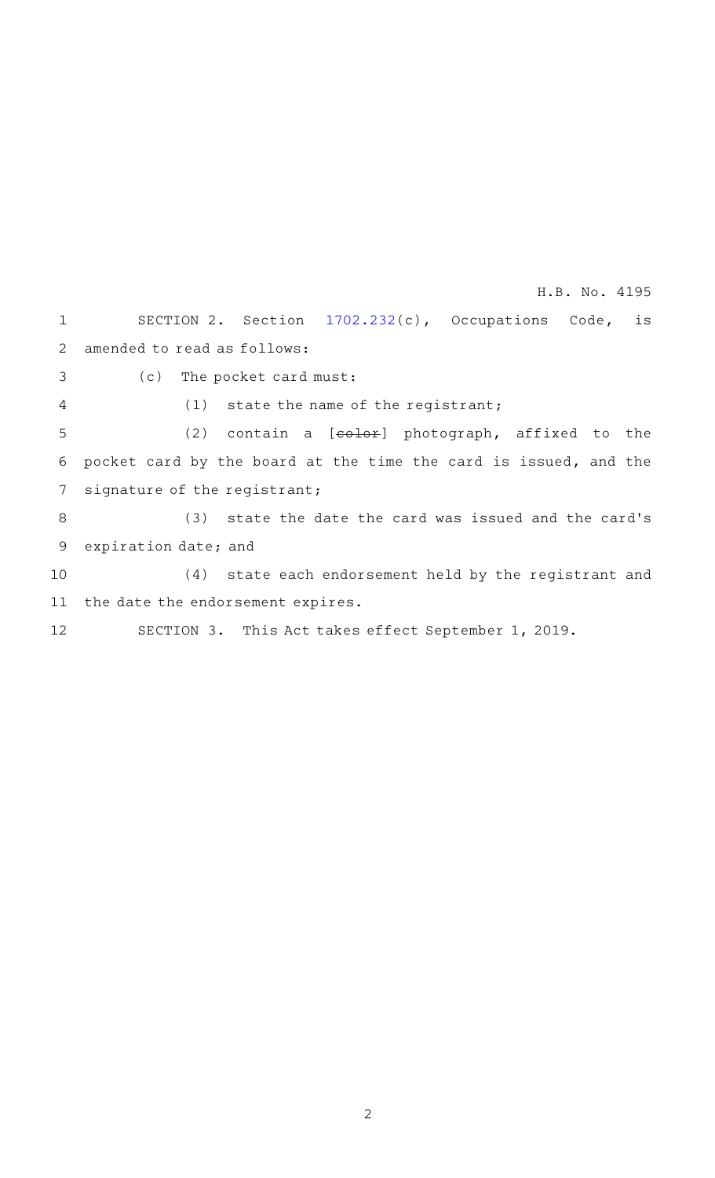SECTION 2. Section 1702.232(c), Occupations Code, is amended to read as follows:

(c) The pocket card must:

(1) state the name of the registrant;

(2) contain a [~~color~~] photograph, affixed to the pocket card by the board at the time the card is issued, and the signature of the registrant;

(3) state the date the card was issued and the card's expiration date; and

(4) state each endorsement held by the registrant and the date the endorsement expires.

SECTION 3. This Act takes effect September 1, 2019.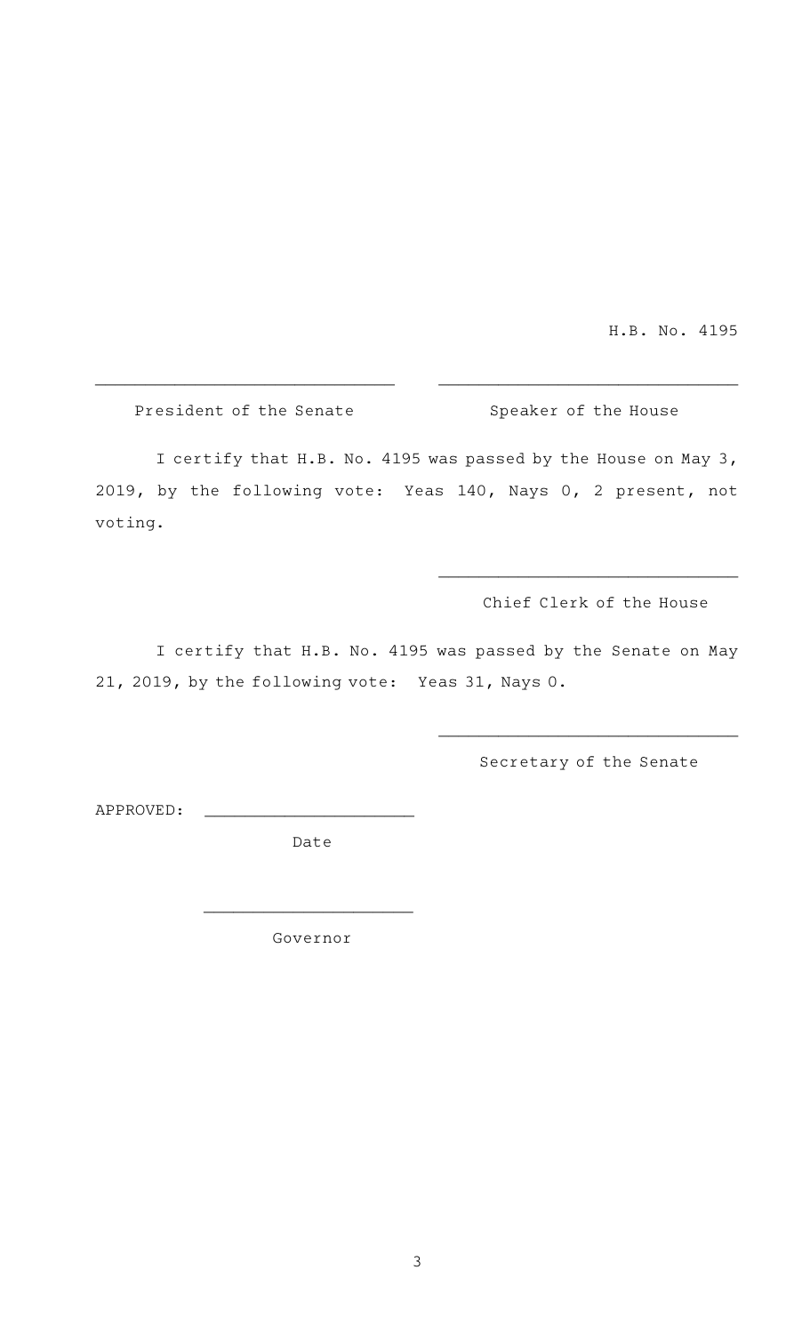H.B. No. 4195

______________________________ ______________________________

President of the Senate Speaker of the House

I certify that H.B. No. 4195 was passed by the House on May 3, 2019, by the following vote: Yeas 140, Nays 0, 2 present, not voting.

______________________________

Chief Clerk of the House

I certify that H.B. No. 4195 was passed by the Senate on May 21, 2019, by the following vote: Yeas 31, Nays 0.

______________________________

Secretary of the Senate

APPROVED: _____________________

Date

_____________________

Governor